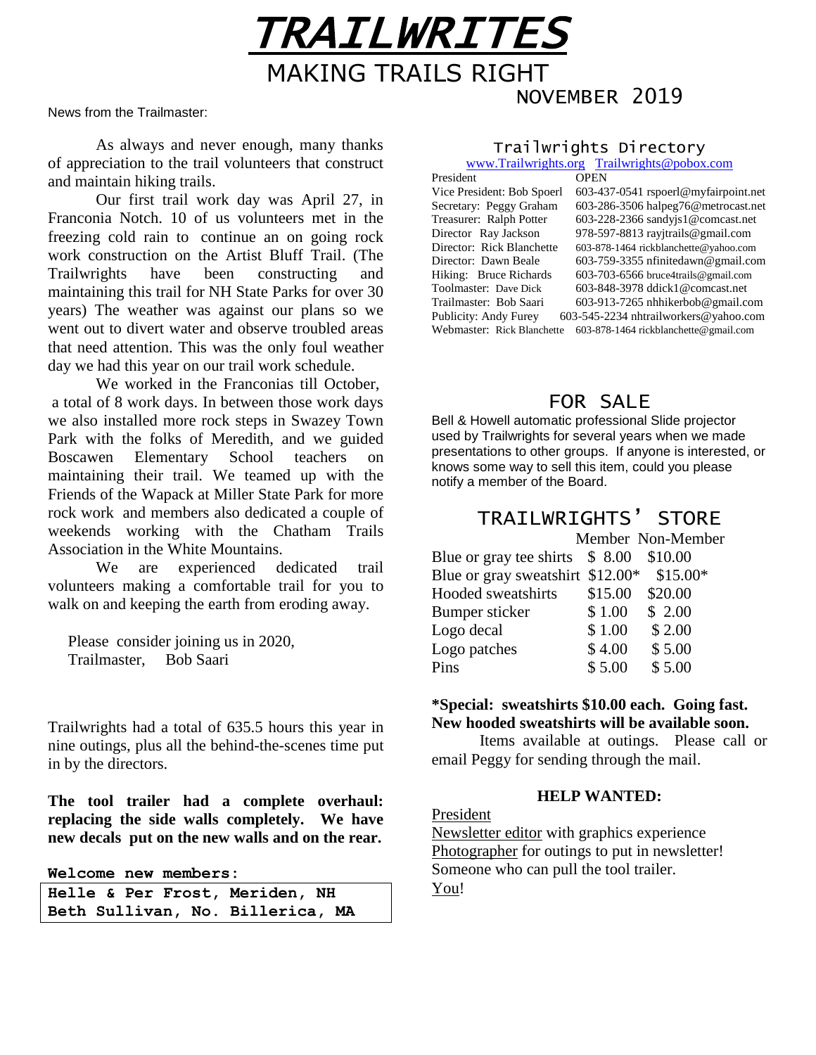# TRAILWRITES

## MAKING TRAILS RIGHT

NOVEMBER 2019

News from the Trailmaster:

As always and never enough, many thanks of appreciation to the trail volunteers that construct and maintain hiking trails.

Our first trail work day was April 27, in Franconia Notch. 10 of us volunteers met in the freezing cold rain to continue an on going rock work construction on the Artist Bluff Trail. (The Trailwrights have been constructing and maintaining this trail for NH State Parks for over 30 years) The weather was against our plans so we went out to divert water and observe troubled areas that need attention. This was the only foul weather day we had this year on our trail work schedule.

We worked in the Franconias till October, a total of 8 work days. In between those work days we also installed more rock steps in Swazey Town Park with the folks of Meredith, and we guided Boscawen Elementary School teachers on maintaining their trail. We teamed up with the Friends of the Wapack at Miller State Park for more rock work and members also dedicated a couple of weekends working with the Chatham Trails Association in the White Mountains.

We are experienced dedicated trail volunteers making a comfortable trail for you to walk on and keeping the earth from eroding away.

Please consider joining us in 2020,
Trailmaster, Bob Saari

Trailwrights had a total of 635.5 hours this year in nine outings, plus all the behind-the-scenes time put in by the directors.

**The tool trailer had a complete overhaul: replacing the side walls completely. We have new decals put on the new walls and on the rear.**

**Welcome new members:**

**Helle & Per Frost, Meriden, NH**
**Beth Sullivan, No. Billerica, MA**

### Trailwrights Directory

www.Trailwrights.org Trailwrights@pobox.com

| | |
|---|---|
| President | OPEN |
| Vice President: Bob Spoerl | 603-437-0541 rspoerl@myfairpoint.net |
| Secretary: Peggy Graham | 603-286-3506 halpeg76@metrocast.net |
| Treasurer: Ralph Potter | 603-228-2366 sandyjs1@comcast.net |
| Director Ray Jackson | 978-597-8813 rayjtrails@gmail.com |
| Director: Rick Blanchette | 603-878-1464 rickblanchette@yahoo.com |
| Director: Dawn Beale | 603-759-3355 nfinitedawn@gmail.com |
| Hiking: Bruce Richards | 603-703-6566 bruce4trails@gmail.com |
| Toolmaster: Dave Dick | 603-848-3978 ddick1@comcast.net |
| Trailmaster: Bob Saari | 603-913-7265 nhhikerbob@gmail.com |
| Publicity: Andy Furey | 603-545-2234 nhtrailworkers@yahoo.com |
| Webmaster: Rick Blanchette | 603-878-1464 rickblanchette@gmail.com |

### FOR SALE

Bell & Howell automatic professional Slide projector used by Trailwrights for several years when we made presentations to other groups. If anyone is interested, or knows some way to sell this item, could you please notify a member of the Board.

### TRAILWRIGHTS' STORE

| | Member | Non-Member |
|---|---|---|
| Blue or gray tee shirts | $ 8.00 | $10.00 |
| Blue or gray sweatshirt | $12.00* | $15.00* |
| Hooded sweatshirts | $15.00 | $20.00 |
| Bumper sticker | $ 1.00 | $ 2.00 |
| Logo decal | $ 1.00 | $ 2.00 |
| Logo patches | $ 4.00 | $ 5.00 |
| Pins | $ 5.00 | $ 5.00 |

**\*Special: sweatshirts $10.00 each. Going fast. New hooded sweatshirts will be available soon.**

Items available at outings. Please call or email Peggy for sending through the mail.

**HELP WANTED:**

President
Newsletter editor with graphics experience
Photographer for outings to put in newsletter!
Someone who can pull the tool trailer.
You!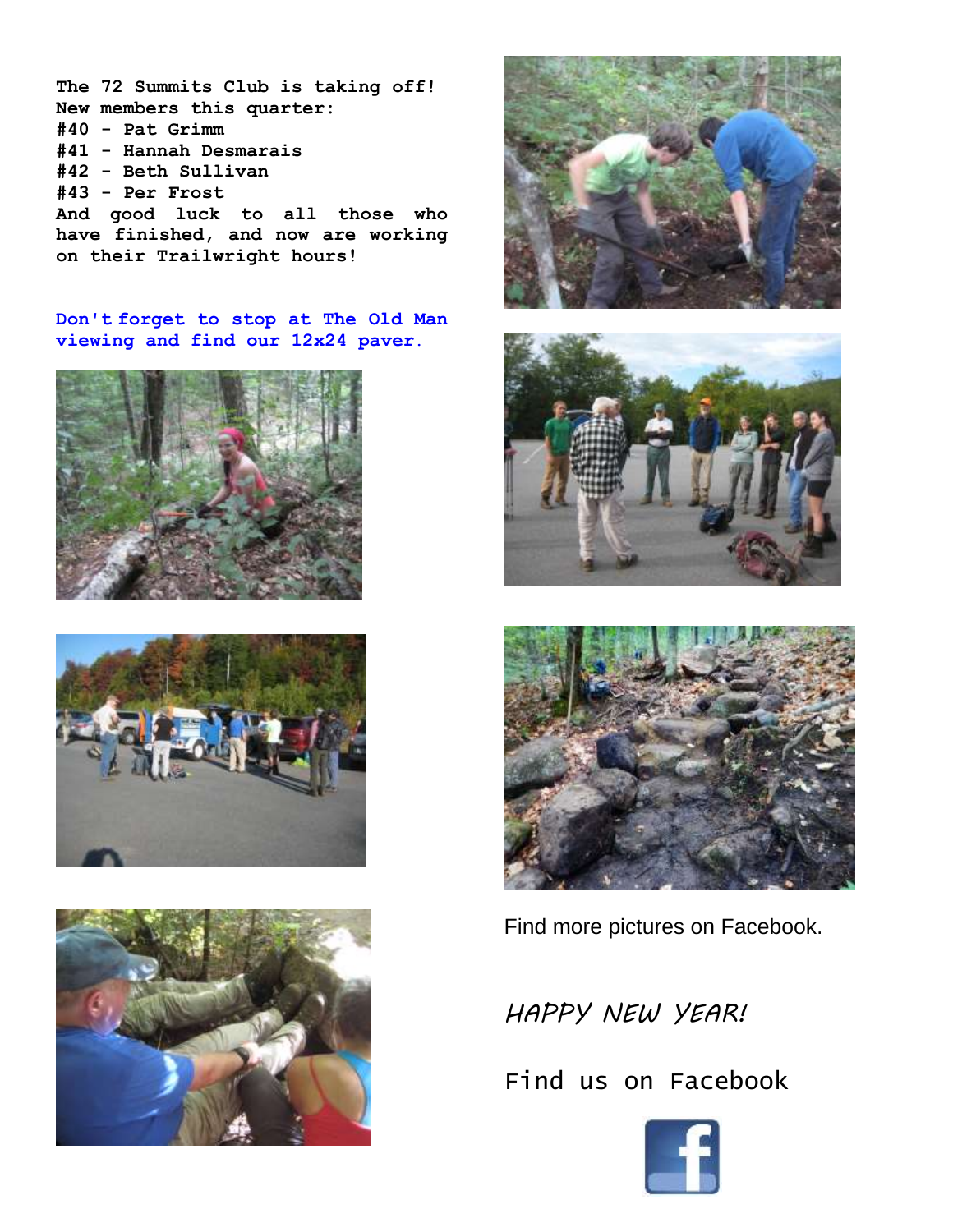**The 72 Summits Club is taking off!**
**New members this quarter:**

- **#40 - Pat Grimm**
- **#41 - Hannah Desmarais**
- **#42 - Beth Sullivan**
- **#43 - Per Frost**

**And good luck to all those who have finished, and now are working on their Trailwright hours!**

**Don't forget to stop at The Old Man viewing and find our 12x24 paver.**

Find more pictures on Facebook.

*HAPPY NEW YEAR!*

Find us on Facebook